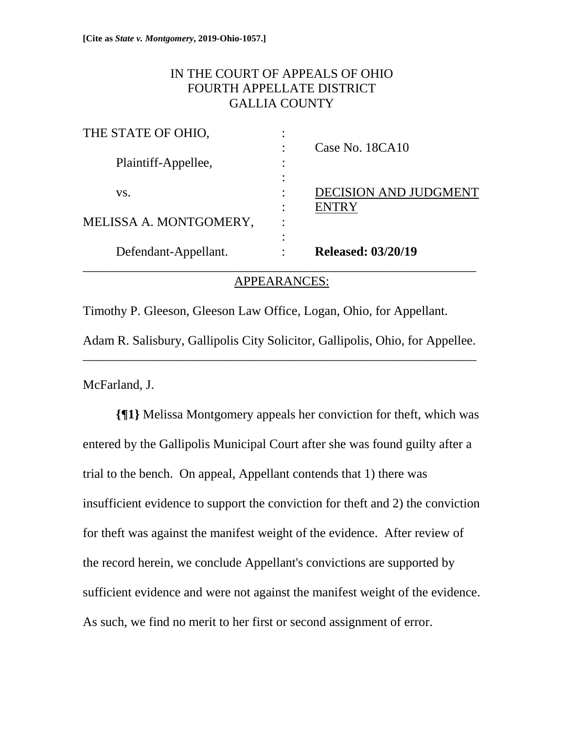**[Cite as *State v. Montgomery*, 2019-Ohio-1057.]**

IN THE COURT OF APPEALS OF OHIO
FOURTH APPELLATE DISTRICT
GALLIA COUNTY

| | | |
|---|---|---|
| THE STATE OF OHIO, | : | |
| | : | Case No. 18CA10 |
| Plaintiff-Appellee, | : | |
| | : | |
| vs. | : | DECISION AND JUDGMENT ENTRY |
| | : | |
| MELISSA A. MONTGOMERY, | : | |
| | : | |
| Defendant-Appellant. | : | **Released: 03/20/19** |

---

APPEARANCES:

Timothy P. Gleeson, Gleeson Law Office, Logan, Ohio, for Appellant.

Adam R. Salisbury, Gallipolis City Solicitor, Gallipolis, Ohio, for Appellee.

---

McFarland, J.

**{¶1}** Melissa Montgomery appeals her conviction for theft, which was entered by the Gallipolis Municipal Court after she was found guilty after a trial to the bench. On appeal, Appellant contends that 1) there was insufficient evidence to support the conviction for theft and 2) the conviction for theft was against the manifest weight of the evidence. After review of the record herein, we conclude Appellant's convictions are supported by sufficient evidence and were not against the manifest weight of the evidence. As such, we find no merit to her first or second assignment of error.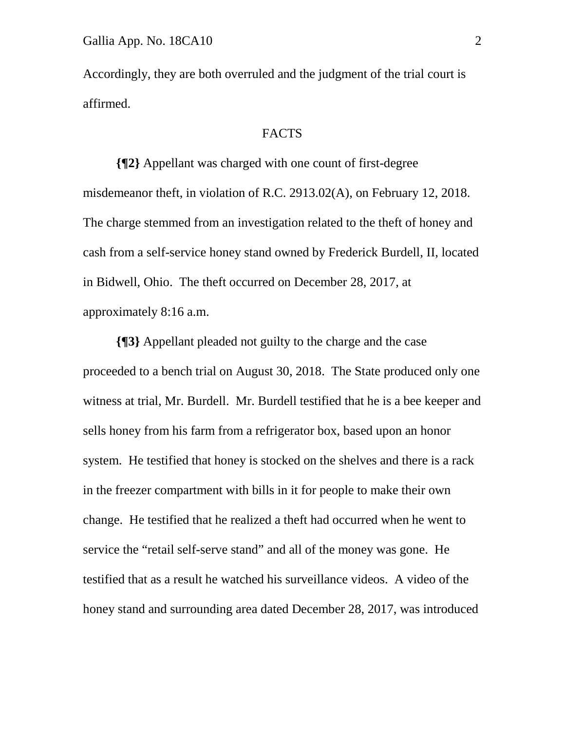Accordingly, they are both overruled and the judgment of the trial court is affirmed.

## FACTS

**{¶2}** Appellant was charged with one count of first-degree misdemeanor theft, in violation of R.C. 2913.02(A), on February 12, 2018. The charge stemmed from an investigation related to the theft of honey and cash from a self-service honey stand owned by Frederick Burdell, II, located in Bidwell, Ohio. The theft occurred on December 28, 2017, at approximately 8:16 a.m.

**{¶3}** Appellant pleaded not guilty to the charge and the case proceeded to a bench trial on August 30, 2018. The State produced only one witness at trial, Mr. Burdell. Mr. Burdell testified that he is a bee keeper and sells honey from his farm from a refrigerator box, based upon an honor system. He testified that honey is stocked on the shelves and there is a rack in the freezer compartment with bills in it for people to make their own change. He testified that he realized a theft had occurred when he went to service the "retail self-serve stand" and all of the money was gone. He testified that as a result he watched his surveillance videos. A video of the honey stand and surrounding area dated December 28, 2017, was introduced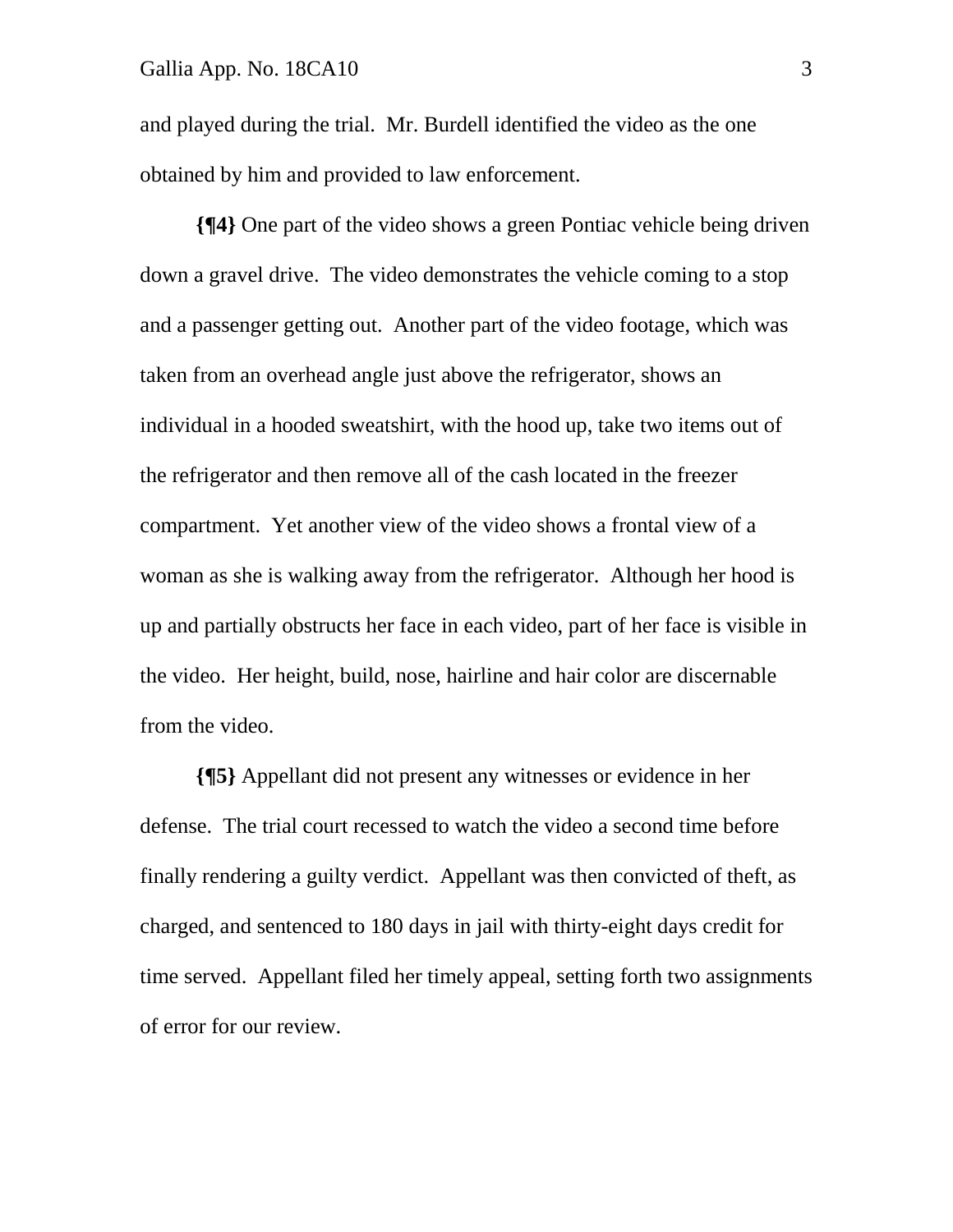and played during the trial. Mr. Burdell identified the video as the one obtained by him and provided to law enforcement.

**{¶4}** One part of the video shows a green Pontiac vehicle being driven down a gravel drive. The video demonstrates the vehicle coming to a stop and a passenger getting out. Another part of the video footage, which was taken from an overhead angle just above the refrigerator, shows an individual in a hooded sweatshirt, with the hood up, take two items out of the refrigerator and then remove all of the cash located in the freezer compartment. Yet another view of the video shows a frontal view of a woman as she is walking away from the refrigerator. Although her hood is up and partially obstructs her face in each video, part of her face is visible in the video. Her height, build, nose, hairline and hair color are discernable from the video.

**{¶5}** Appellant did not present any witnesses or evidence in her defense. The trial court recessed to watch the video a second time before finally rendering a guilty verdict. Appellant was then convicted of theft, as charged, and sentenced to 180 days in jail with thirty-eight days credit for time served. Appellant filed her timely appeal, setting forth two assignments of error for our review.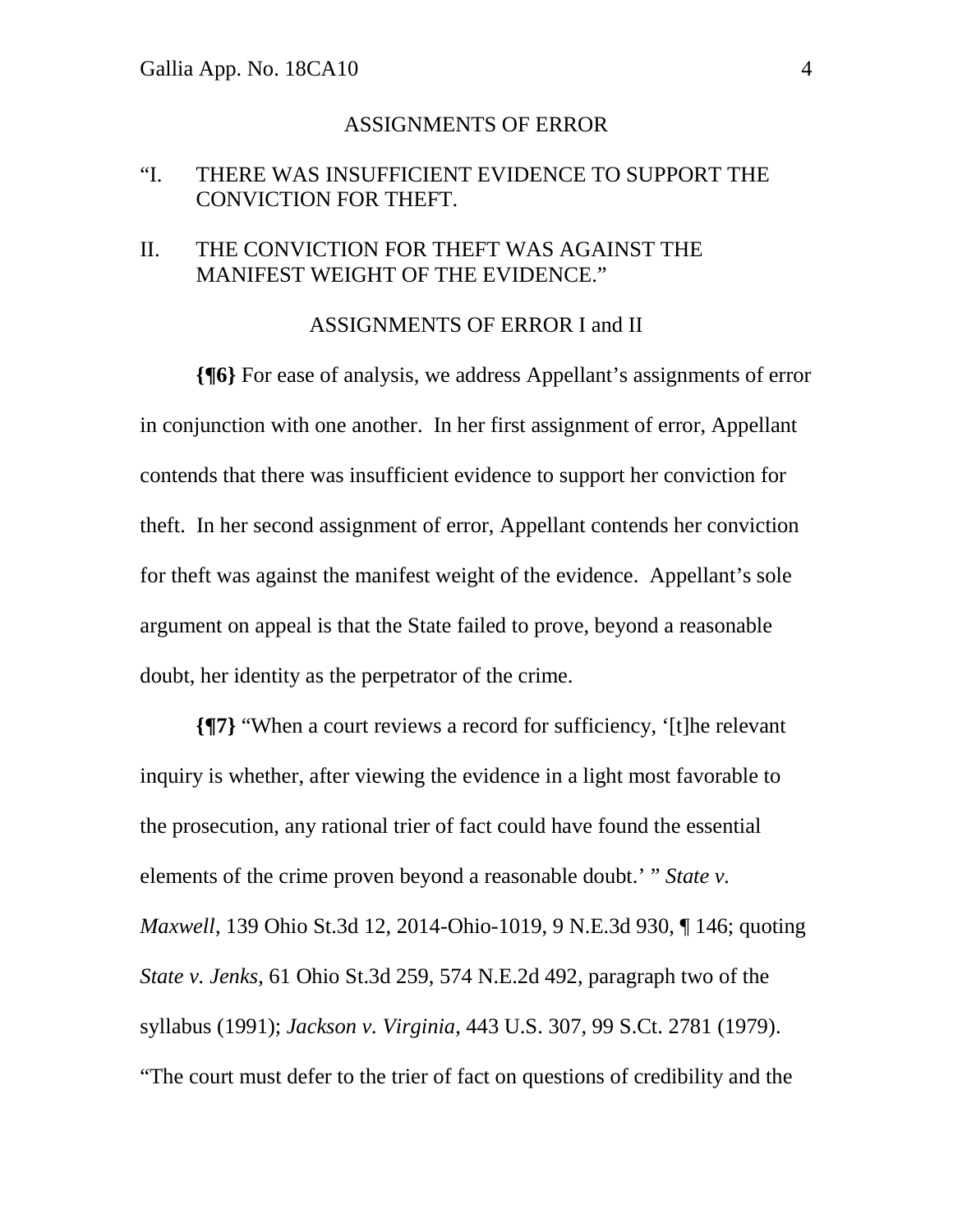## ASSIGNMENTS OF ERROR

"I. THERE WAS INSUFFICIENT EVIDENCE TO SUPPORT THE CONVICTION FOR THEFT.

II. THE CONVICTION FOR THEFT WAS AGAINST THE MANIFEST WEIGHT OF THE EVIDENCE."

## ASSIGNMENTS OF ERROR I and II

**{¶6}** For ease of analysis, we address Appellant's assignments of error in conjunction with one another. In her first assignment of error, Appellant contends that there was insufficient evidence to support her conviction for theft. In her second assignment of error, Appellant contends her conviction for theft was against the manifest weight of the evidence. Appellant's sole argument on appeal is that the State failed to prove, beyond a reasonable doubt, her identity as the perpetrator of the crime.

**{¶7}** "When a court reviews a record for sufficiency, '[t]he relevant inquiry is whether, after viewing the evidence in a light most favorable to the prosecution, any rational trier of fact could have found the essential elements of the crime proven beyond a reasonable doubt.' " *State v. Maxwell*, 139 Ohio St.3d 12, 2014-Ohio-1019, 9 N.E.3d 930, ¶ 146; quoting *State v. Jenks*, 61 Ohio St.3d 259, 574 N.E.2d 492, paragraph two of the syllabus (1991); *Jackson v. Virginia*, 443 U.S. 307, 99 S.Ct. 2781 (1979). "The court must defer to the trier of fact on questions of credibility and the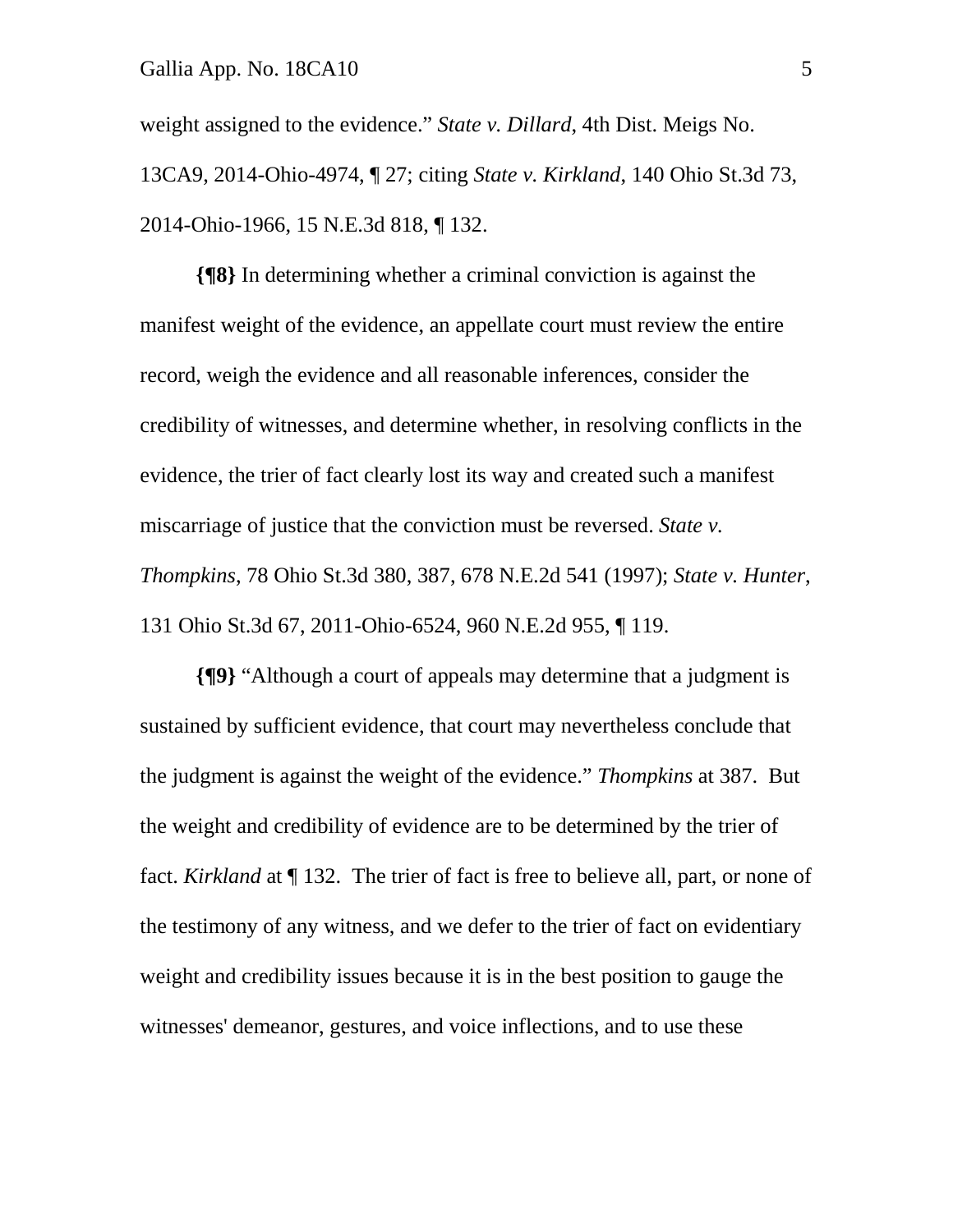weight assigned to the evidence." *State v. Dillard*, 4th Dist. Meigs No. 13CA9, 2014-Ohio-4974, ¶ 27; citing *State v. Kirkland*, 140 Ohio St.3d 73, 2014-Ohio-1966, 15 N.E.3d 818, ¶ 132.

**{¶8}** In determining whether a criminal conviction is against the manifest weight of the evidence, an appellate court must review the entire record, weigh the evidence and all reasonable inferences, consider the credibility of witnesses, and determine whether, in resolving conflicts in the evidence, the trier of fact clearly lost its way and created such a manifest miscarriage of justice that the conviction must be reversed. *State v. Thompkins*, 78 Ohio St.3d 380, 387, 678 N.E.2d 541 (1997); *State v. Hunter*, 131 Ohio St.3d 67, 2011-Ohio-6524, 960 N.E.2d 955, ¶ 119.

**{¶9}** "Although a court of appeals may determine that a judgment is sustained by sufficient evidence, that court may nevertheless conclude that the judgment is against the weight of the evidence." *Thompkins* at 387. But the weight and credibility of evidence are to be determined by the trier of fact. *Kirkland* at ¶ 132. The trier of fact is free to believe all, part, or none of the testimony of any witness, and we defer to the trier of fact on evidentiary weight and credibility issues because it is in the best position to gauge the witnesses' demeanor, gestures, and voice inflections, and to use these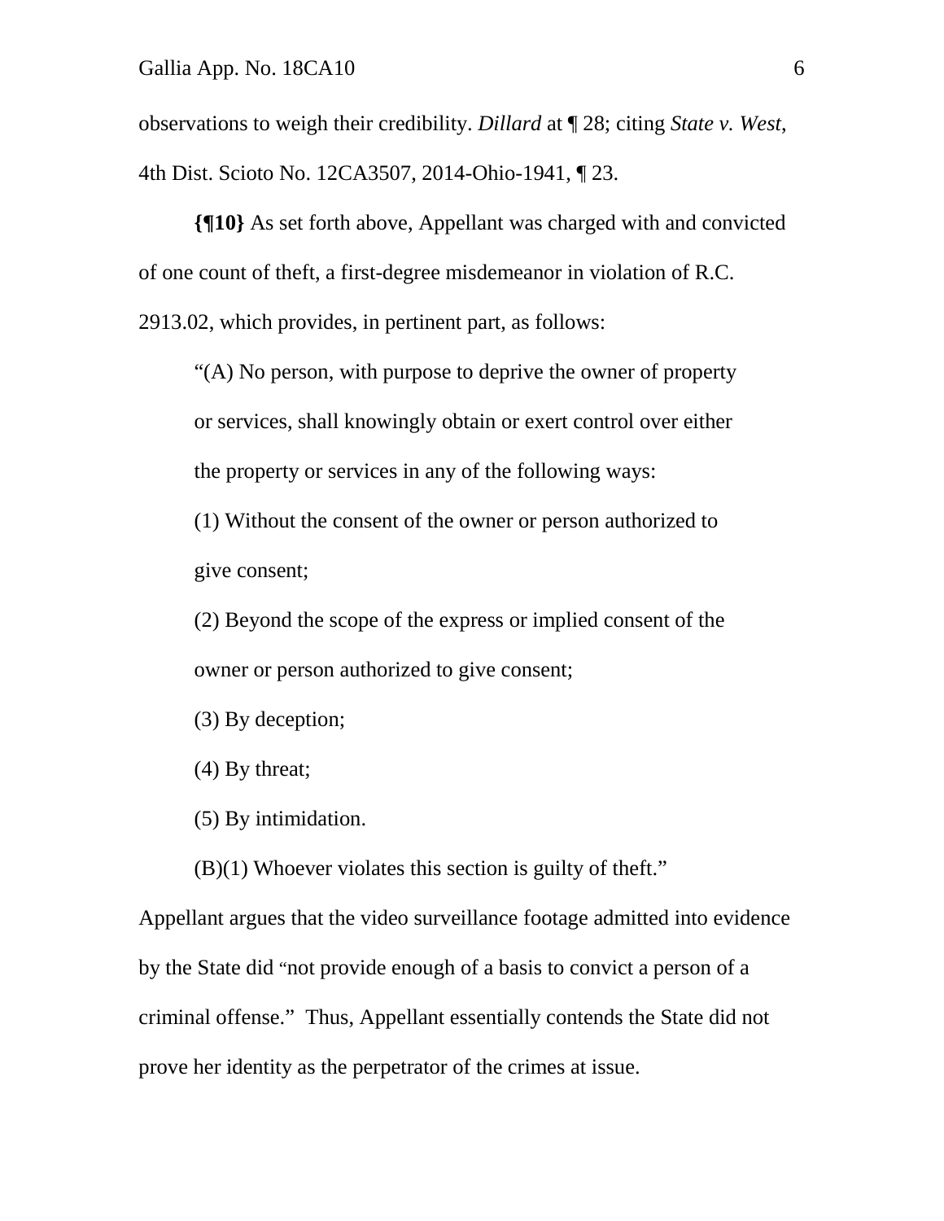observations to weigh their credibility. *Dillard* at ¶ 28; citing *State v. West*, 4th Dist. Scioto No. 12CA3507, 2014-Ohio-1941, ¶ 23.

**{¶10}** As set forth above, Appellant was charged with and convicted of one count of theft, a first-degree misdemeanor in violation of R.C. 2913.02, which provides, in pertinent part, as follows:

> "(A) No person, with purpose to deprive the owner of property or services, shall knowingly obtain or exert control over either the property or services in any of the following ways:
>
> (1) Without the consent of the owner or person authorized to give consent;
>
> (2) Beyond the scope of the express or implied consent of the owner or person authorized to give consent;
>
> (3) By deception;
>
> (4) By threat;
>
> (5) By intimidation.
>
> (B)(1) Whoever violates this section is guilty of theft."

Appellant argues that the video surveillance footage admitted into evidence by the State did "not provide enough of a basis to convict a person of a criminal offense." Thus, Appellant essentially contends the State did not prove her identity as the perpetrator of the crimes at issue.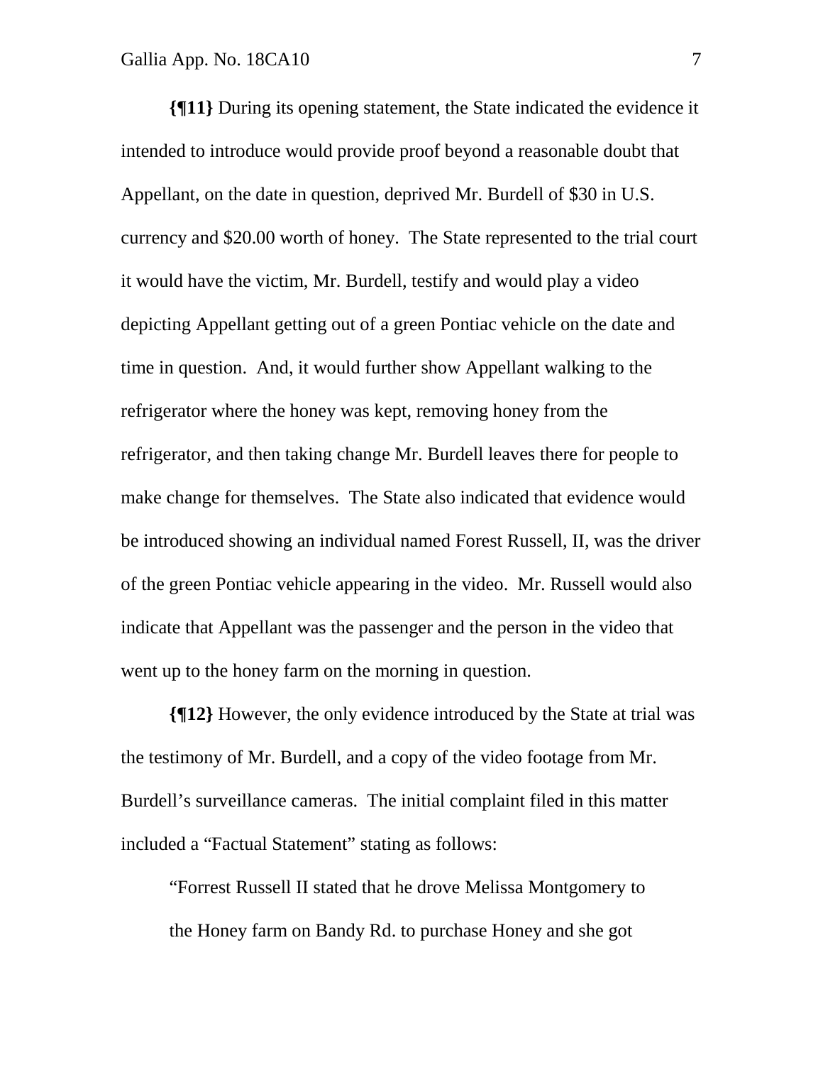**{¶11}** During its opening statement, the State indicated the evidence it intended to introduce would provide proof beyond a reasonable doubt that Appellant, on the date in question, deprived Mr. Burdell of $30 in U.S. currency and $20.00 worth of honey. The State represented to the trial court it would have the victim, Mr. Burdell, testify and would play a video depicting Appellant getting out of a green Pontiac vehicle on the date and time in question. And, it would further show Appellant walking to the refrigerator where the honey was kept, removing honey from the refrigerator, and then taking change Mr. Burdell leaves there for people to make change for themselves. The State also indicated that evidence would be introduced showing an individual named Forest Russell, II, was the driver of the green Pontiac vehicle appearing in the video. Mr. Russell would also indicate that Appellant was the passenger and the person in the video that went up to the honey farm on the morning in question.

**{¶12}** However, the only evidence introduced by the State at trial was the testimony of Mr. Burdell, and a copy of the video footage from Mr. Burdell's surveillance cameras. The initial complaint filed in this matter included a "Factual Statement" stating as follows:

> "Forrest Russell II stated that he drove Melissa Montgomery to the Honey farm on Bandy Rd. to purchase Honey and she got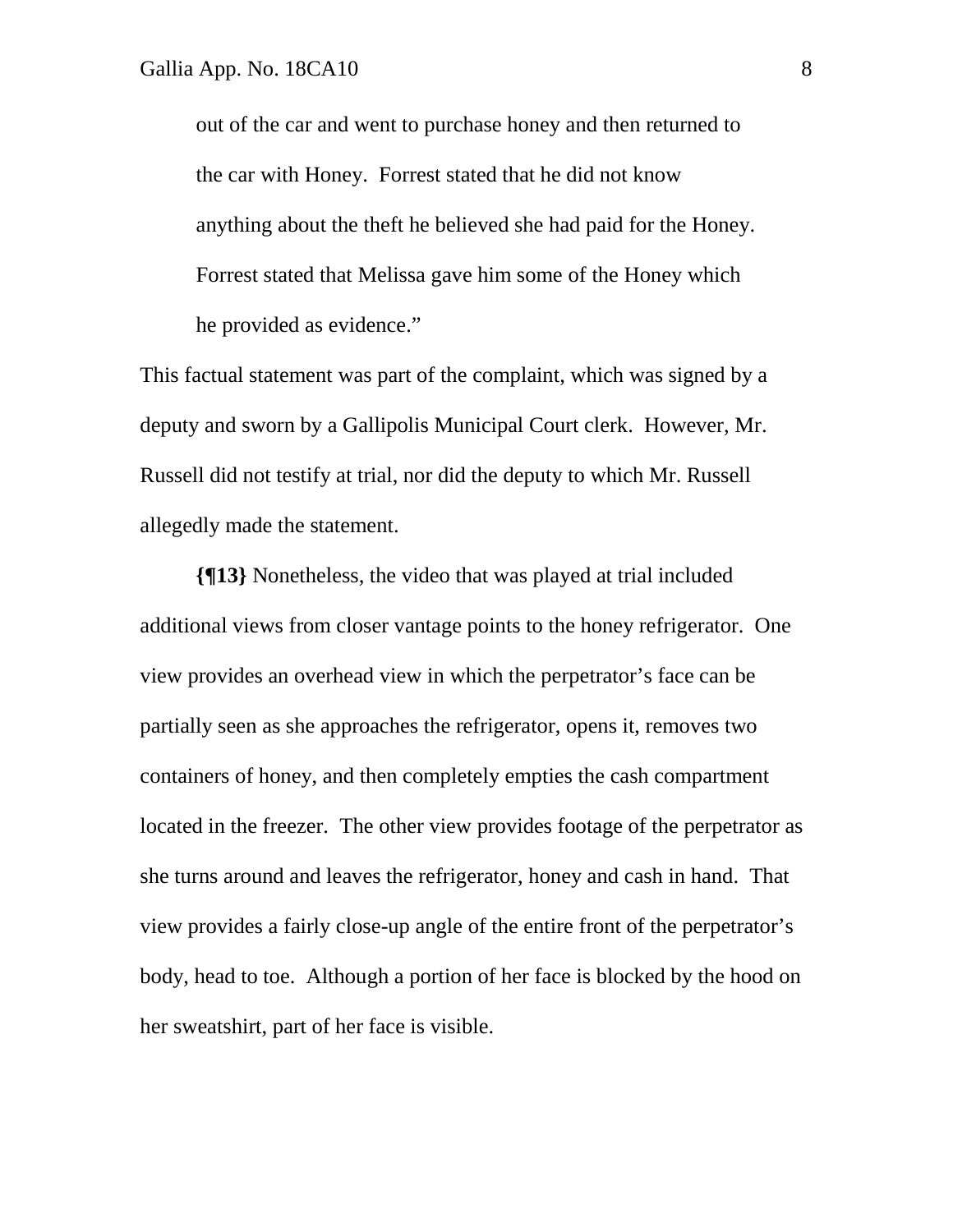> out of the car and went to purchase honey and then returned to the car with Honey. Forrest stated that he did not know anything about the theft he believed she had paid for the Honey. Forrest stated that Melissa gave him some of the Honey which he provided as evidence."

This factual statement was part of the complaint, which was signed by a deputy and sworn by a Gallipolis Municipal Court clerk. However, Mr. Russell did not testify at trial, nor did the deputy to which Mr. Russell allegedly made the statement.

**{¶13}** Nonetheless, the video that was played at trial included additional views from closer vantage points to the honey refrigerator. One view provides an overhead view in which the perpetrator's face can be partially seen as she approaches the refrigerator, opens it, removes two containers of honey, and then completely empties the cash compartment located in the freezer. The other view provides footage of the perpetrator as she turns around and leaves the refrigerator, honey and cash in hand. That view provides a fairly close-up angle of the entire front of the perpetrator's body, head to toe. Although a portion of her face is blocked by the hood on her sweatshirt, part of her face is visible.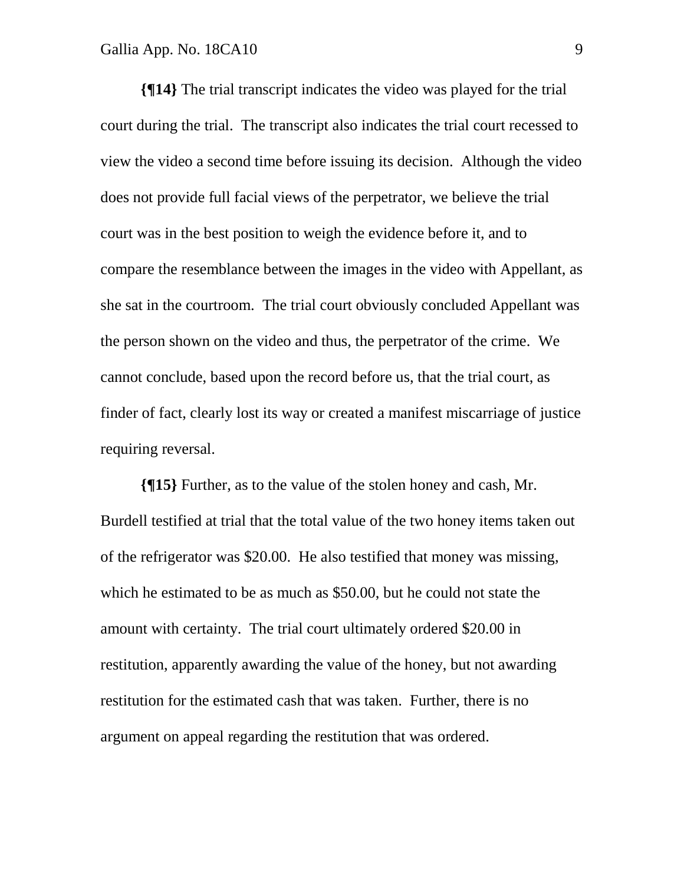**{¶14}** The trial transcript indicates the video was played for the trial court during the trial. The transcript also indicates the trial court recessed to view the video a second time before issuing its decision. Although the video does not provide full facial views of the perpetrator, we believe the trial court was in the best position to weigh the evidence before it, and to compare the resemblance between the images in the video with Appellant, as she sat in the courtroom. The trial court obviously concluded Appellant was the person shown on the video and thus, the perpetrator of the crime. We cannot conclude, based upon the record before us, that the trial court, as finder of fact, clearly lost its way or created a manifest miscarriage of justice requiring reversal.

**{¶15}** Further, as to the value of the stolen honey and cash, Mr. Burdell testified at trial that the total value of the two honey items taken out of the refrigerator was $20.00. He also testified that money was missing, which he estimated to be as much as $50.00, but he could not state the amount with certainty. The trial court ultimately ordered $20.00 in restitution, apparently awarding the value of the honey, but not awarding restitution for the estimated cash that was taken. Further, there is no argument on appeal regarding the restitution that was ordered.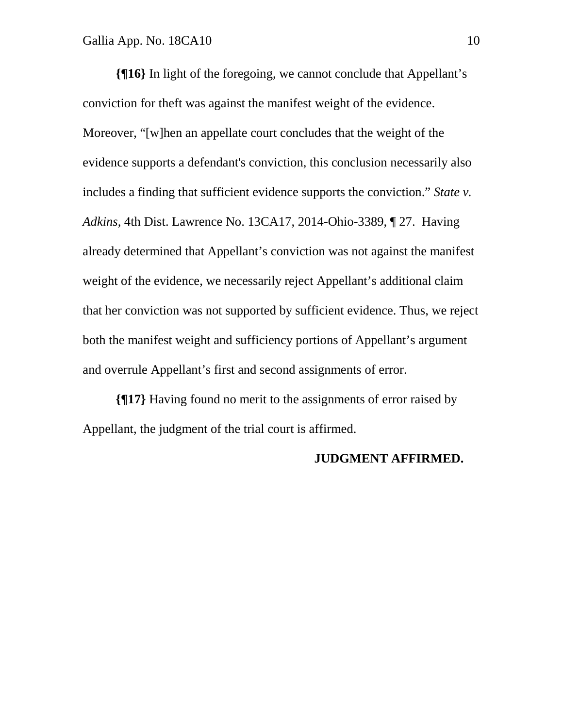**{¶16}** In light of the foregoing, we cannot conclude that Appellant's conviction for theft was against the manifest weight of the evidence. Moreover, "[w]hen an appellate court concludes that the weight of the evidence supports a defendant's conviction, this conclusion necessarily also includes a finding that sufficient evidence supports the conviction." *State v. Adkins*, 4th Dist. Lawrence No. 13CA17, 2014-Ohio-3389, ¶ 27. Having already determined that Appellant's conviction was not against the manifest weight of the evidence, we necessarily reject Appellant's additional claim that her conviction was not supported by sufficient evidence. Thus, we reject both the manifest weight and sufficiency portions of Appellant's argument and overrule Appellant's first and second assignments of error.

**{¶17}** Having found no merit to the assignments of error raised by Appellant, the judgment of the trial court is affirmed.

**JUDGMENT AFFIRMED.**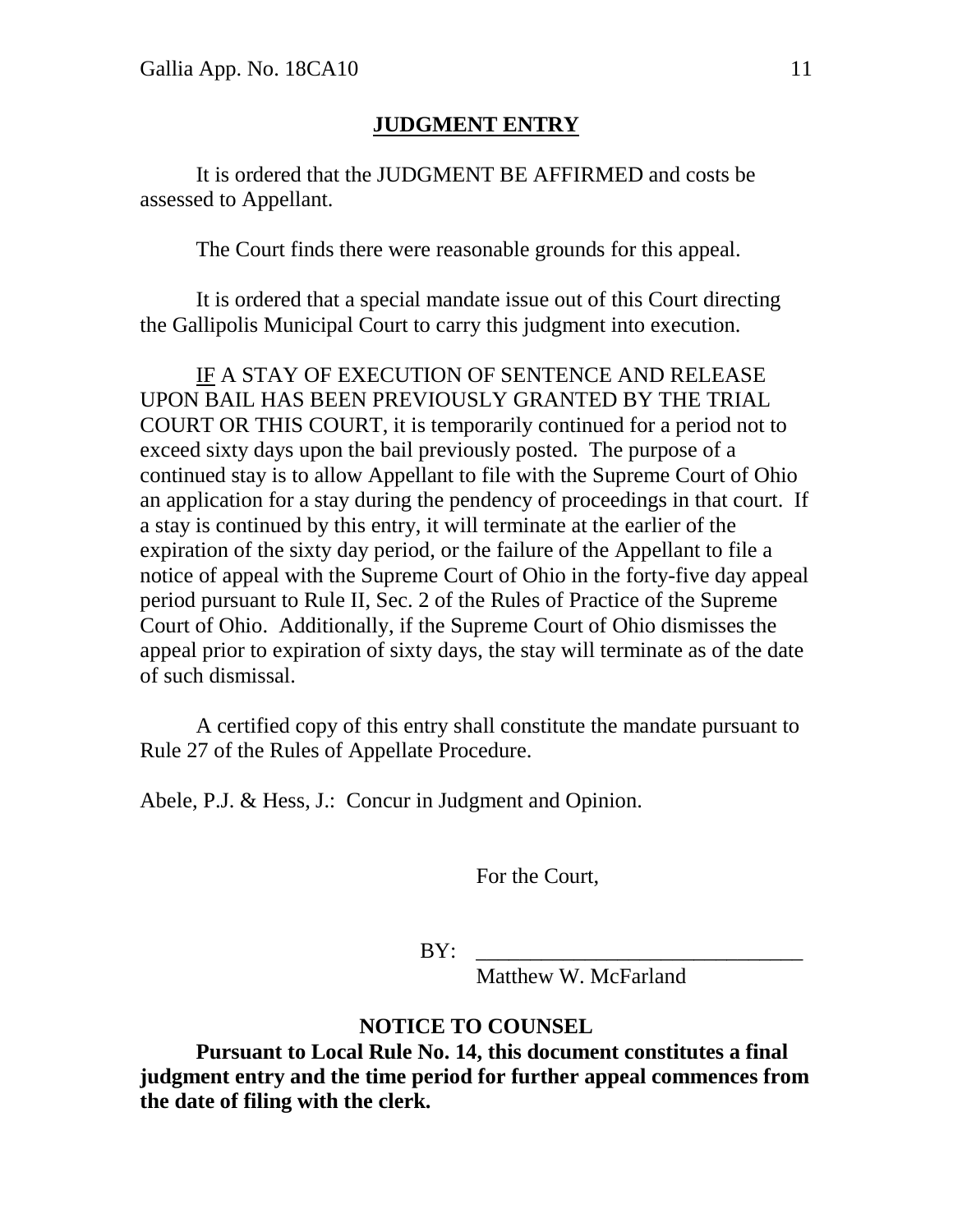**JUDGMENT ENTRY**

It is ordered that the JUDGMENT BE AFFIRMED and costs be assessed to Appellant.

The Court finds there were reasonable grounds for this appeal.

It is ordered that a special mandate issue out of this Court directing the Gallipolis Municipal Court to carry this judgment into execution.

IF A STAY OF EXECUTION OF SENTENCE AND RELEASE UPON BAIL HAS BEEN PREVIOUSLY GRANTED BY THE TRIAL COURT OR THIS COURT, it is temporarily continued for a period not to exceed sixty days upon the bail previously posted. The purpose of a continued stay is to allow Appellant to file with the Supreme Court of Ohio an application for a stay during the pendency of proceedings in that court. If a stay is continued by this entry, it will terminate at the earlier of the expiration of the sixty day period, or the failure of the Appellant to file a notice of appeal with the Supreme Court of Ohio in the forty-five day appeal period pursuant to Rule II, Sec. 2 of the Rules of Practice of the Supreme Court of Ohio. Additionally, if the Supreme Court of Ohio dismisses the appeal prior to expiration of sixty days, the stay will terminate as of the date of such dismissal.

A certified copy of this entry shall constitute the mandate pursuant to Rule 27 of the Rules of Appellate Procedure.

Abele, P.J. & Hess, J.: Concur in Judgment and Opinion.

For the Court,

BY: ______________________________

Matthew W. McFarland

**NOTICE TO COUNSEL**

**Pursuant to Local Rule No. 14, this document constitutes a final judgment entry and the time period for further appeal commences from the date of filing with the clerk.**